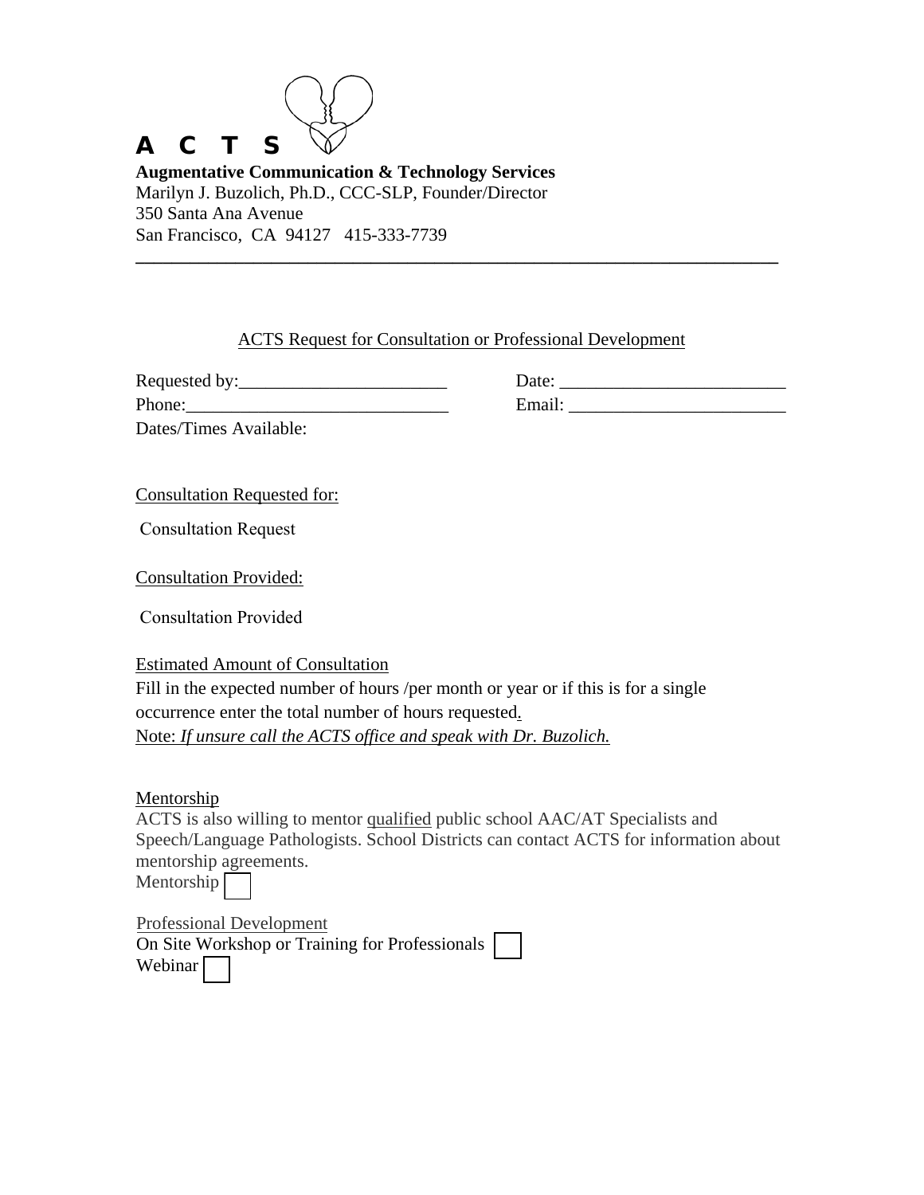**A C T S**

**Augmentative Communication & Technology Services**
Marilyn J. Buzolich, Ph.D., CCC-SLP, Founder/Director
350 Santa Ana Avenue
San Francisco, CA 94127 415-333-7739

---

ACTS Request for Consultation or Professional Development

Requested by:_______________________ Date: _________________________
Phone:_____________________________ Email: ________________________
Dates/Times Available:

Consultation Requested for:

Consultation Request

Consultation Provided:

Consultation Provided

Estimated Amount of Consultation

Fill in the expected number of hours /per month or year or if this is for a single occurrence enter the total number of hours requested.

Note: *If unsure call the ACTS office and speak with Dr. Buzolich.*

Mentorship

ACTS is also willing to mentor qualified public school AAC/AT Specialists and Speech/Language Pathologists. School Districts can contact ACTS for information about mentorship agreements.

Mentorship ☐

Professional Development

On Site Workshop or Training for Professionals ☐

Webinar ☐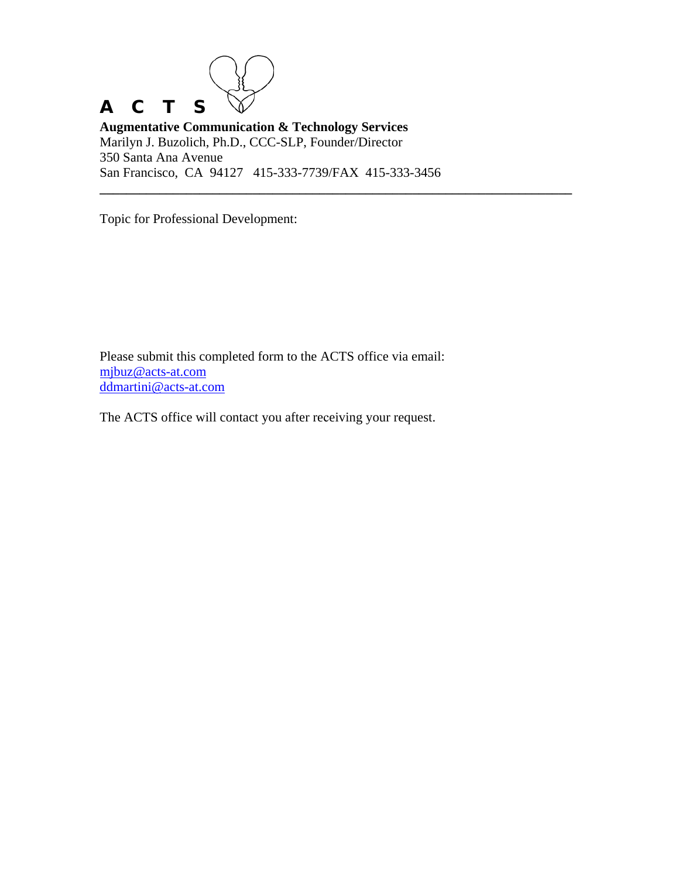**A C T S**

**Augmentative Communication & Technology Services**
Marilyn J. Buzolich, Ph.D., CCC-SLP, Founder/Director
350 Santa Ana Avenue
San Francisco, CA 94127 415-333-7739/FAX 415-333-3456

---

Topic for Professional Development:

Please submit this completed form to the ACTS office via email:
mjbuz@acts-at.com
ddmartini@acts-at.com

The ACTS office will contact you after receiving your request.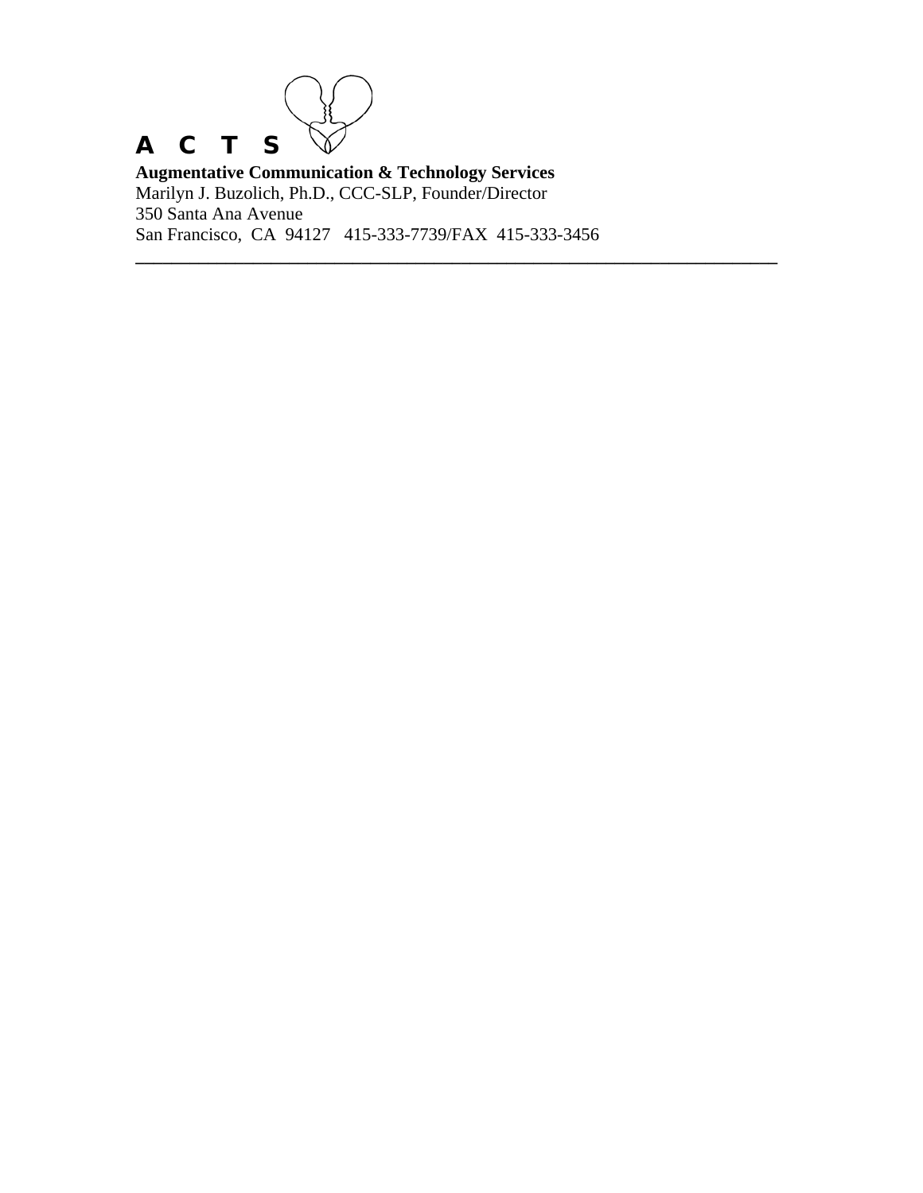**A C T S**

**Augmentative Communication & Technology Services**
Marilyn J. Buzolich, Ph.D., CCC-SLP, Founder/Director
350 Santa Ana Avenue
San Francisco, CA 94127 415-333-7739/FAX 415-333-3456

---